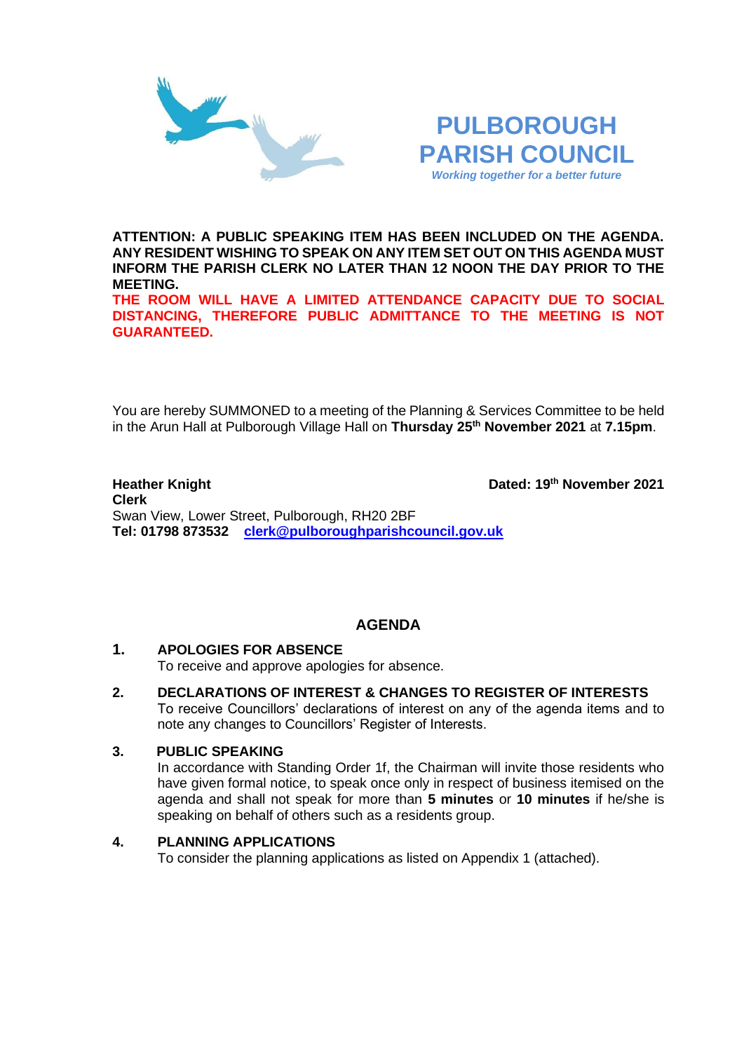# PULBOROUGH PARISH COUNCIL

*Working together for a better future*

**ATTENTION: A PUBLIC SPEAKING ITEM HAS BEEN INCLUDED ON THE AGENDA. ANY RESIDENT WISHING TO SPEAK ON ANY ITEM SET OUT ON THIS AGENDA MUST INFORM THE PARISH CLERK NO LATER THAN 12 NOON THE DAY PRIOR TO THE MEETING.**

**THE ROOM WILL HAVE A LIMITED ATTENDANCE CAPACITY DUE TO SOCIAL DISTANCING, THEREFORE PUBLIC ADMITTANCE TO THE MEETING IS NOT GUARANTEED.**

You are hereby SUMMONED to a meeting of the Planning & Services Committee to be held in the Arun Hall at Pulborough Village Hall on **Thursday 25th November 2021** at **7.15pm**.

**Heather Knight** **Dated: 19th November 2021**
**Clerk**
Swan View, Lower Street, Pulborough, RH20 2BF
**Tel: 01798 873532** clerk@pulboroughparishcouncil.gov.uk

## AGENDA

**1. APOLOGIES FOR ABSENCE**
To receive and approve apologies for absence.

**2. DECLARATIONS OF INTEREST & CHANGES TO REGISTER OF INTERESTS**
To receive Councillors' declarations of interest on any of the agenda items and to note any changes to Councillors' Register of Interests.

**3. PUBLIC SPEAKING**
In accordance with Standing Order 1f, the Chairman will invite those residents who have given formal notice, to speak once only in respect of business itemised on the agenda and shall not speak for more than **5 minutes** or **10 minutes** if he/she is speaking on behalf of others such as a residents group.

**4. PLANNING APPLICATIONS**
To consider the planning applications as listed on Appendix 1 (attached).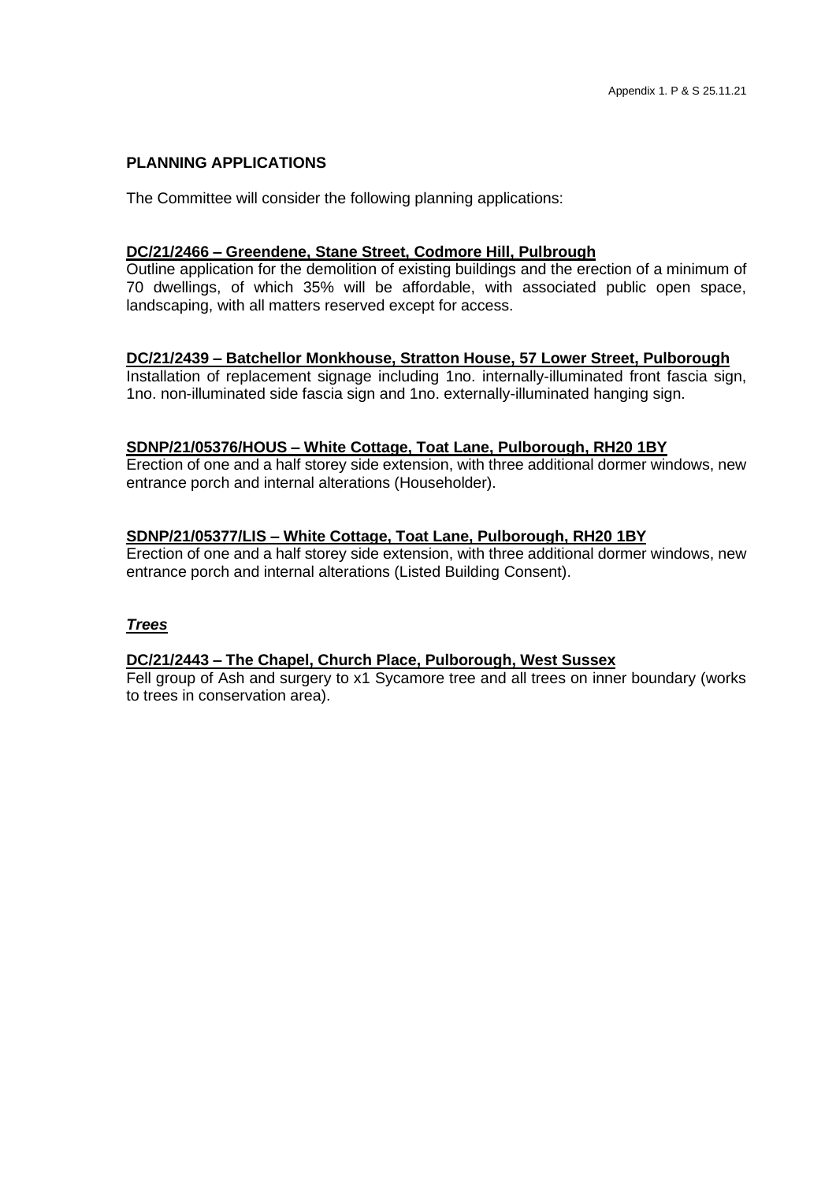Appendix 1. P & S 25.11.21

## PLANNING APPLICATIONS

The Committee will consider the following planning applications:

**DC/21/2466 – Greendene, Stane Street, Codmore Hill, Pulbrough**

Outline application for the demolition of existing buildings and the erection of a minimum of 70 dwellings, of which 35% will be affordable, with associated public open space, landscaping, with all matters reserved except for access.

**DC/21/2439 – Batchellor Monkhouse, Stratton House, 57 Lower Street, Pulborough**

Installation of replacement signage including 1no. internally-illuminated front fascia sign, 1no. non-illuminated side fascia sign and 1no. externally-illuminated hanging sign.

**SDNP/21/05376/HOUS – White Cottage, Toat Lane, Pulborough, RH20 1BY**

Erection of one and a half storey side extension, with three additional dormer windows, new entrance porch and internal alterations (Householder).

**SDNP/21/05377/LIS – White Cottage, Toat Lane, Pulborough, RH20 1BY**

Erection of one and a half storey side extension, with three additional dormer windows, new entrance porch and internal alterations (Listed Building Consent).

***Trees***

**DC/21/2443 – The Chapel, Church Place, Pulborough, West Sussex**

Fell group of Ash and surgery to x1 Sycamore tree and all trees on inner boundary (works to trees in conservation area).